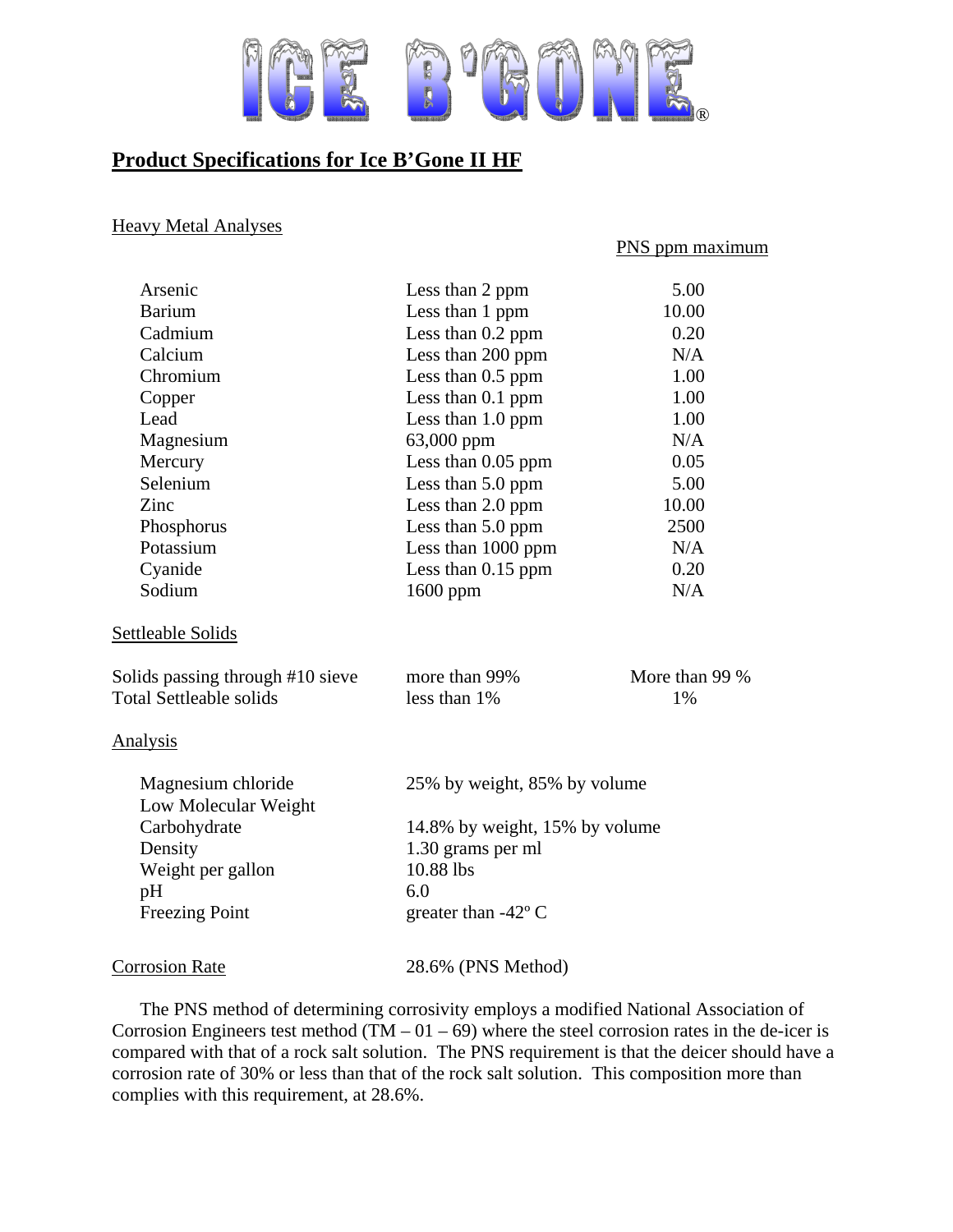# ICE B'GONE®

## Product Specifications for Ice B'Gone II HF

### Heavy Metal Analyses

| | | PNS ppm maximum |
|---|---|---|
| Arsenic | Less than 2 ppm | 5.00 |
| Barium | Less than 1 ppm | 10.00 |
| Cadmium | Less than 0.2 ppm | 0.20 |
| Calcium | Less than 200 ppm | N/A |
| Chromium | Less than 0.5 ppm | 1.00 |
| Copper | Less than 0.1 ppm | 1.00 |
| Lead | Less than 1.0 ppm | 1.00 |
| Magnesium | 63,000 ppm | N/A |
| Mercury | Less than 0.05 ppm | 0.05 |
| Selenium | Less than 5.0 ppm | 5.00 |
| Zinc | Less than 2.0 ppm | 10.00 |
| Phosphorus | Less than 5.0 ppm | 2500 |
| Potassium | Less than 1000 ppm | N/A |
| Cyanide | Less than 0.15 ppm | 0.20 |
| Sodium | 1600 ppm | N/A |

### Settleable Solids

| | | |
|---|---|---|
| Solids passing through #10 sieve | more than 99% | More than 99 % |
| Total Settleable solids | less than 1% | 1% |

### Analysis

| | |
|---|---|
| Magnesium chloride | 25% by weight, 85% by volume |
| Low Molecular Weight Carbohydrate | 14.8% by weight, 15% by volume |
| Density | 1.30 grams per ml |
| Weight per gallon | 10.88 lbs |
| pH | 6.0 |
| Freezing Point | greater than -42º C |

### Corrosion Rate

28.6% (PNS Method)

The PNS method of determining corrosivity employs a modified National Association of Corrosion Engineers test method (TM – 01 – 69) where the steel corrosion rates in the de-icer is compared with that of a rock salt solution. The PNS requirement is that the deicer should have a corrosion rate of 30% or less than that of the rock salt solution. This composition more than complies with this requirement, at 28.6%.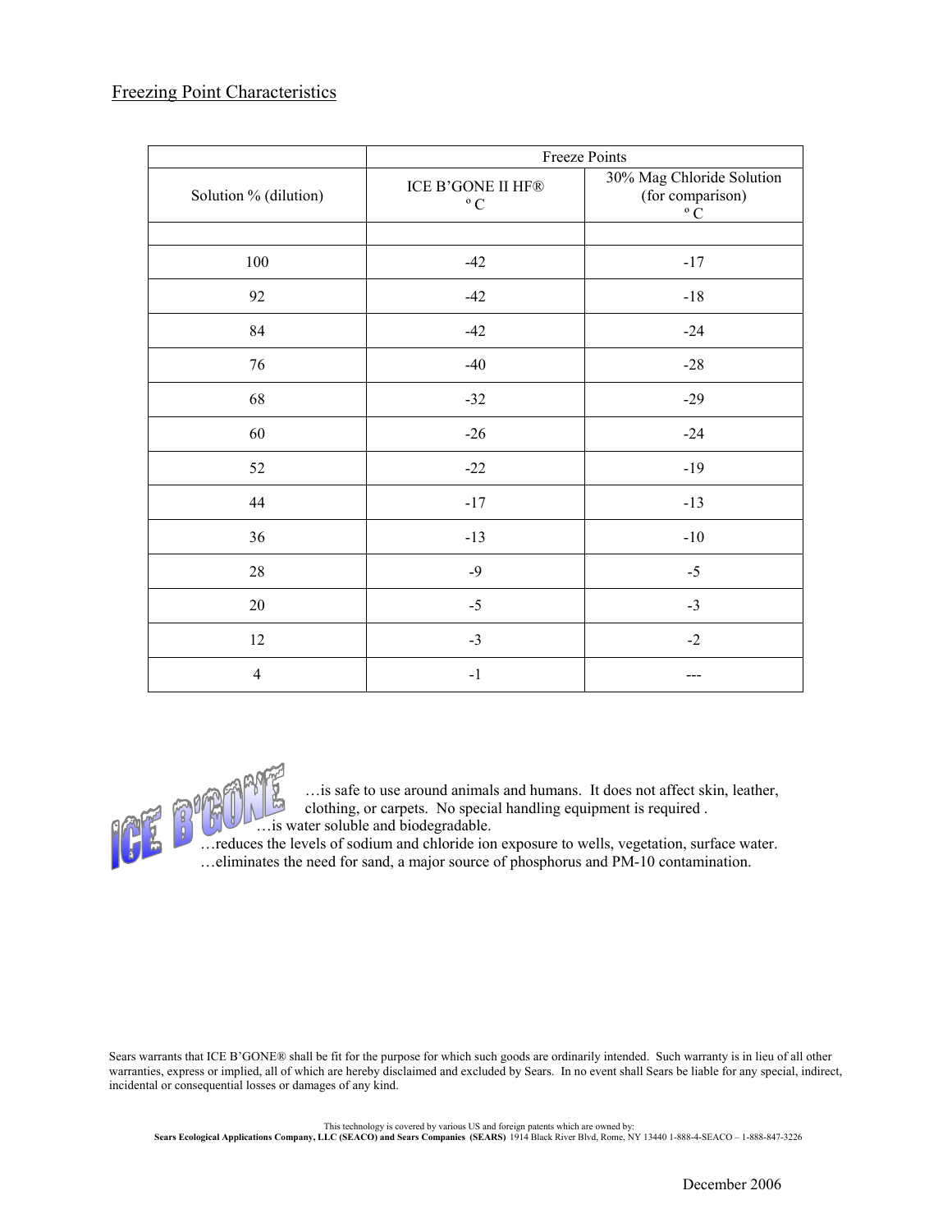## Freezing Point Characteristics

| | Freeze Points | |
|---|---|---|
| Solution % (dilution) | ICE B'GONE II HF® º C | 30% Mag Chloride Solution (for comparison) º C |
| | | |
| 100 | -42 | -17 |
| 92 | -42 | -18 |
| 84 | -42 | -24 |
| 76 | -40 | -28 |
| 68 | -32 | -29 |
| 60 | -26 | -24 |
| 52 | -22 | -19 |
| 44 | -17 | -13 |
| 36 | -13 | -10 |
| 28 | -9 | -5 |
| 20 | -5 | -3 |
| 12 | -3 | -2 |
| 4 | -1 | --- |

ICE B'GONE

…is safe to use around animals and humans. It does not affect skin, leather, clothing, or carpets. No special handling equipment is required .

…is water soluble and biodegradable.

…reduces the levels of sodium and chloride ion exposure to wells, vegetation, surface water.

…eliminates the need for sand, a major source of phosphorus and PM-10 contamination.

Sears warrants that ICE B'GONE® shall be fit for the purpose for which such goods are ordinarily intended. Such warranty is in lieu of all other warranties, express or implied, all of which are hereby disclaimed and excluded by Sears. In no event shall Sears be liable for any special, indirect, incidental or consequential losses or damages of any kind.

This technology is covered by various US and foreign patents which are owned by:
**Sears Ecological Applications Company, LLC (SEACO) and Sears Companies (SEARS)** 1914 Black River Blvd, Rome, NY 13440 1-888-4-SEACO – 1-888-847-3226

December 2006